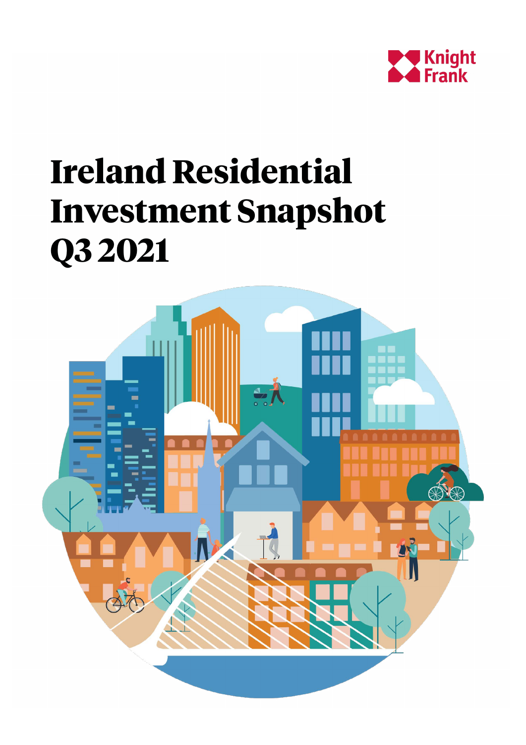Knight Frank

# Ireland Residential Investment Snapshot Q3 2021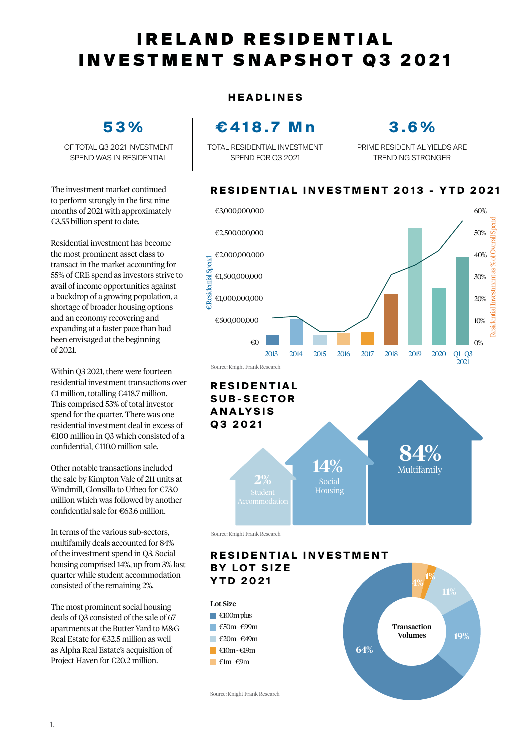# IRELAND RESIDENTIAL INVESTMENT SNAPSHOT Q3 2021

## HEADLINES

**53%**
OF TOTAL Q3 2021 INVESTMENT SPEND WAS IN RESIDENTIAL

**€418.7 Mn**
TOTAL RESIDENTIAL INVESTMENT SPEND FOR Q3 2021

**3.6%**
PRIME RESIDENTIAL YIELDS ARE TRENDING STRONGER

The investment market continued to perform strongly in the first nine months of 2021 with approximately €3.55 billion spent to date.

Residential investment has become the most prominent asset class to transact in the market accounting for 55% of CRE spend as investors strive to avail of income opportunities against a backdrop of a growing population, a shortage of broader housing options and an economy recovering and expanding at a faster pace than had been envisaged at the beginning of 2021.

Within Q3 2021, there were fourteen residential investment transactions over €1 million, totalling €418.7 million. This comprised 53% of total investor spend for the quarter. There was one residential investment deal in excess of €100 million in Q3 which consisted of a confidential, €110.0 million sale.

Other notable transactions included the sale by Kimpton Vale of 211 units at Windmill, Clonsilla to Urbeo for €73.0 million which was followed by another confidential sale for €63.6 million.

In terms of the various sub-sectors, multifamily deals accounted for 84% of the investment spend in Q3. Social housing comprised 14%, up from 3% last quarter while student accommodation consisted of the remaining 2%.

The most prominent social housing deals of Q3 consisted of the sale of 67 apartments at the Butter Yard to M&G Real Estate for €32.5 million as well as Alpha Real Estate's acquisition of Project Haven for €20.2 million.

## RESIDENTIAL INVESTMENT 2013 - YTD 2021

€ Residential Spend: €0 – €3,000,000,000; Residential Investment as % of Overall Spend: 0% – 60%

Years: 2013, 2014, 2015, 2016, 2017, 2018, 2019, 2020, Q1-Q3 2021

Source: Knight Frank Research

## RESIDENTIAL SUB-SECTOR ANALYSIS Q3 2021

| Sub-sector | Share |
|---|---|
| Multifamily | 84% |
| Social Housing | 14% |
| Student Accommodation | 2% |

Source: Knight Frank Research

## RESIDENTIAL INVESTMENT BY LOT SIZE YTD 2021

Transaction Volumes

| Lot Size | Share |
|---|---|
| €100m plus | 64% |
| €50m - €99m | 19% |
| €20m - €49m | 11% |
| €10m - €19m | 1% |
| €1m - €9m | 4% |

Source: Knight Frank Research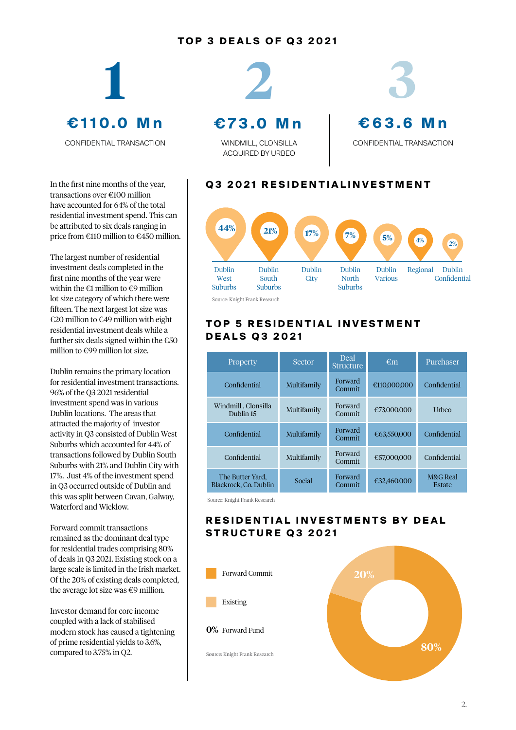## TOP 3 DEALS OF Q3 2021

**1**

**€110.0 Mn**

CONFIDENTIAL TRANSACTION

**2**

**€73.0 Mn**

WINDMILL, CLONSILLA ACQUIRED BY URBEO

**3**

**€63.6 Mn**

CONFIDENTIAL TRANSACTION

In the first nine months of the year, transactions over €100 million have accounted for 64% of the total residential investment spend. This can be attributed to six deals ranging in price from €110 million to €450 million.

The largest number of residential investment deals completed in the first nine months of the year were within the €1 million to €9 million lot size category of which there were fifteen. The next largest lot size was €20 million to €49 million with eight residential investment deals while a further six deals signed within the €50 million to €99 million lot size.

Dublin remains the primary location for residential investment transactions. 96% of the Q3 2021 residential investment spend was in various Dublin locations. The areas that attracted the majority of investor activity in Q3 consisted of Dublin West Suburbs which accounted for 44% of transactions followed by Dublin South Suburbs with 21% and Dublin City with 17%. Just 4% of the investment spend in Q3 occurred outside of Dublin and this was split between Cavan, Galway, Waterford and Wicklow.

Forward commit transactions remained as the dominant deal type for residential trades comprising 80% of deals in Q3 2021. Existing stock on a large scale is limited in the Irish market. Of the 20% of existing deals completed, the average lot size was €9 million.

Investor demand for core income coupled with a lack of stabilised modern stock has caused a tightening of prime residential yields to 3.6%, compared to 3.75% in Q2.

## Q3 2021 RESIDENTIALINVESTMENT

| Location | Share |
|---|---|
| Dublin West Suburbs | 44% |
| Dublin South Suburbs | 21% |
| Dublin City | 17% |
| Dublin North Suburbs | 7% |
| Dublin Various | 5% |
| Regional | 4% |
| Dublin Confidential | 2% |

Source: Knight Frank Research

## TOP 5 RESIDENTIAL INVESTMENT DEALS Q3 2021

| Property | Sector | Deal Structure | €m | Purchaser |
|---|---|---|---|---|
| Confidential | Multifamily | Forward Commit | €110,000,000 | Confidential |
| Windmill , Clonsilla Dublin 15 | Multifamily | Forward Commit | €73,000,000 | Urbeo |
| Confidential | Multifamily | Forward Commit | €63,550,000 | Confidential |
| Confidential | Multifamily | Forward Commit | €57,000,000 | Confidential |
| The Butter Yard, Blackrock, Co. Dublin | Social | Forward Commit | €32,460,000 | M&G Real Estate |

Source: Knight Frank Research

## RESIDENTIAL INVESTMENTS BY DEAL STRUCTURE Q3 2021

| Deal Structure | Share |
|---|---|
| Forward Commit | 80% |
| Existing | 20% |
| Forward Fund | 0% |

Source: Knight Frank Research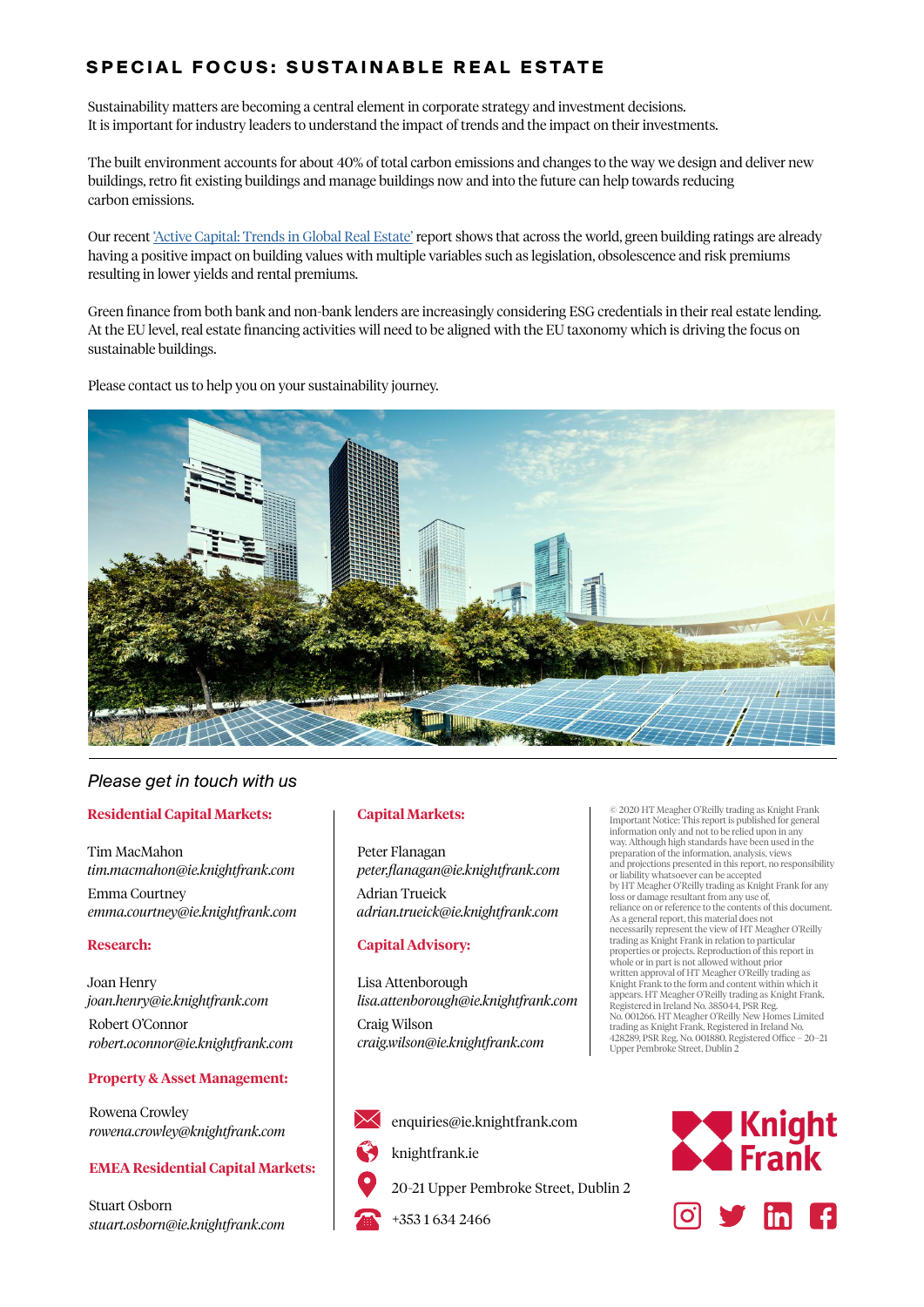## SPECIAL FOCUS: SUSTAINABLE REAL ESTATE

Sustainability matters are becoming a central element in corporate strategy and investment decisions. It is important for industry leaders to understand the impact of trends and the impact on their investments.

The built environment accounts for about 40% of total carbon emissions and changes to the way we design and deliver new buildings, retro fit existing buildings and manage buildings now and into the future can help towards reducing carbon emissions.

Our recent 'Active Capital: Trends in Global Real Estate' report shows that across the world, green building ratings are already having a positive impact on building values with multiple variables such as legislation, obsolescence and risk premiums resulting in lower yields and rental premiums.

Green finance from both bank and non-bank lenders are increasingly considering ESG credentials in their real estate lending. At the EU level, real estate financing activities will need to be aligned with the EU taxonomy which is driving the focus on sustainable buildings.

Please contact us to help you on your sustainability journey.

*Please get in touch with us*

**Residential Capital Markets:**

Tim MacMahon
*tim.macmahon@ie.knightfrank.com*

Emma Courtney
*emma.courtney@ie.knightfrank.com*

**Research:**

Joan Henry
*joan.henry@ie.knightfrank.com*

Robert O'Connor
*robert.oconnor@ie.knightfrank.com*

**Property & Asset Management:**

Rowena Crowley
*rowena.crowley@knightfrank.com*

**EMEA Residential Capital Markets:**

Stuart Osborn
*stuart.osborn@ie.knightfrank.com*

**Capital Markets:**

Peter Flanagan
*peter.flanagan@ie.knightfrank.com*

Adrian Trueick
*adrian.trueick@ie.knightfrank.com*

**Capital Advisory:**

Lisa Attenborough
*lisa.attenborough@ie.knightfrank.com*

Craig Wilson
*craig.wilson@ie.knightfrank.com*

enquiries@ie.knightfrank.com

knightfrank.ie

20-21 Upper Pembroke Street, Dublin 2

+353 1 634 2466

© 2020 HT Meagher O'Reilly trading as Knight Frank Important Notice: This report is published for general information only and not to be relied upon in any way. Although high standards have been used in the preparation of the information, analysis, views and projections presented in this report, no responsibility or liability whatsoever can be accepted by HT Meagher O'Reilly trading as Knight Frank for any loss or damage resultant from any use of, reliance on or reference to the contents of this document. As a general report, this material does not necessarily represent the view of HT Meagher O'Reilly trading as Knight Frank in relation to particular properties or projects. Reproduction of this report in whole or in part is not allowed without prior written approval of HT Meagher O'Reilly trading as Knight Frank to the form and content within which it appears. HT Meagher O'Reilly trading as Knight Frank, Registered in Ireland No. 385044, PSR Reg. No. 001266. HT Meagher O'Reilly New Homes Limited trading as Knight Frank, Registered in Ireland No. 428289, PSR Reg. No. 001880. Registered Office – 20–21 Upper Pembroke Street, Dublin 2

Knight Frank